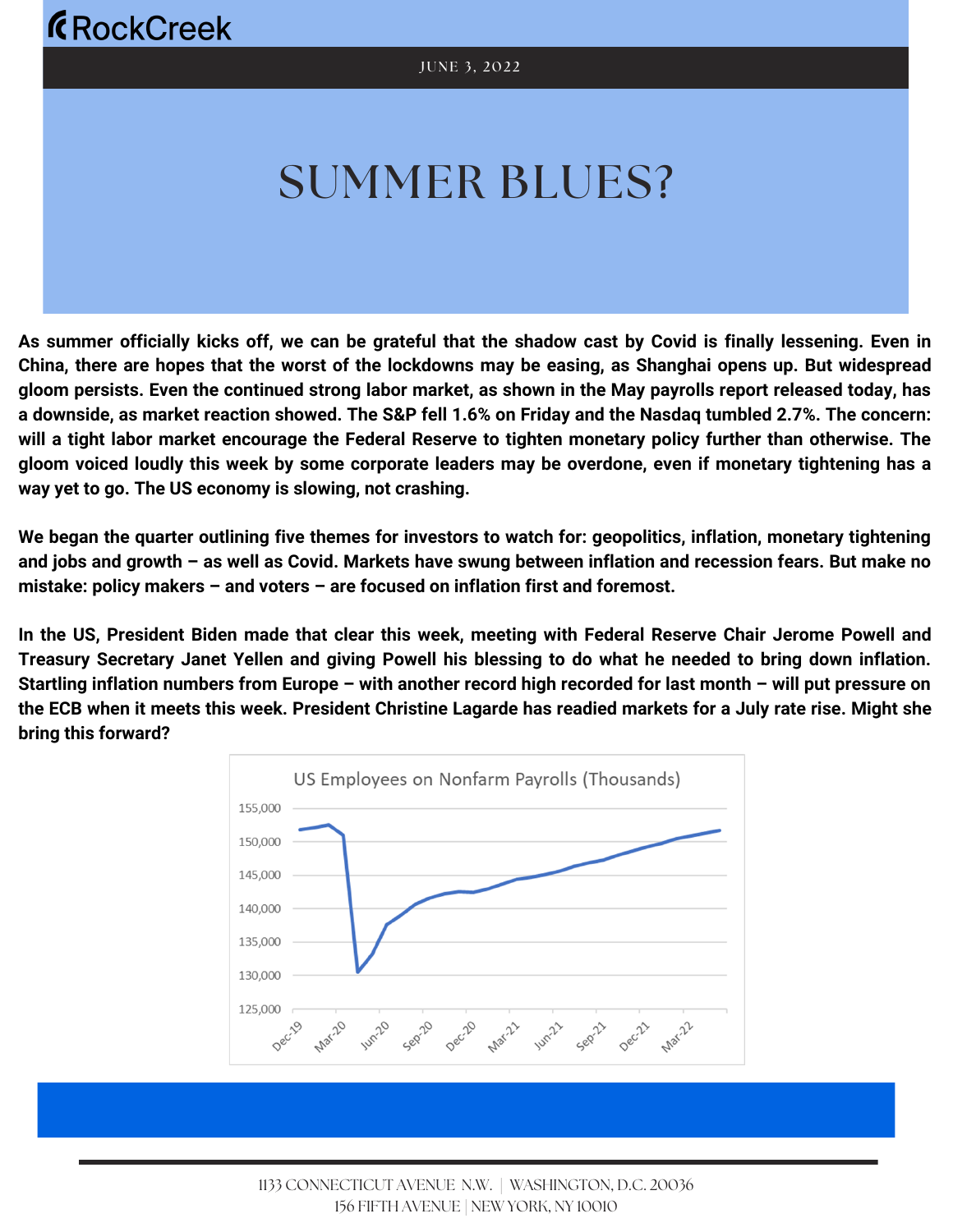RockCreek

JUNE 3, 2022

# SUMMER BLUES?

**As summer officially kicks off, we can be grateful that the shadow cast by Covid is finally lessening. Even in China, there are hopes that the worst of the lockdowns may be easing, as Shanghai opens up. But widespread gloom persists. Even the continued strong labor market, as shown in the May payrolls report released today, has a downside, as market reaction showed. The S&P fell 1.6% on Friday and the Nasdaq tumbled 2.7%. The concern: will a tight labor market encourage the Federal Reserve to tighten monetary policy further than otherwise. The gloom voiced loudly this week by some corporate leaders may be overdone, even if monetary tightening has a way yet to go. The US economy is slowing, not crashing.**

**We began the quarter outlining five themes for investors to watch for: geopolitics, inflation, monetary tightening and jobs and growth – as well as Covid. Markets have swung between inflation and recession fears. But make no mistake: policy makers – and voters – are focused on inflation first and foremost.**

**In the US, President Biden made that clear this week, meeting with Federal Reserve Chair Jerome Powell and Treasury Secretary Janet Yellen and giving Powell his blessing to do what he needed to bring down inflation. Startling inflation numbers from Europe – with another record high recorded for last month – will put pressure on the ECB when it meets this week. President Christine Lagarde has readied markets for a July rate rise. Might she bring this forward?**

US Employees on Nonfarm Payrolls (Thousands)

1133 CONNECTICUT AVENUE N.W. | WASHINGTON, D.C. 20036
156 FIFTH AVENUE | NEW YORK, NY 10010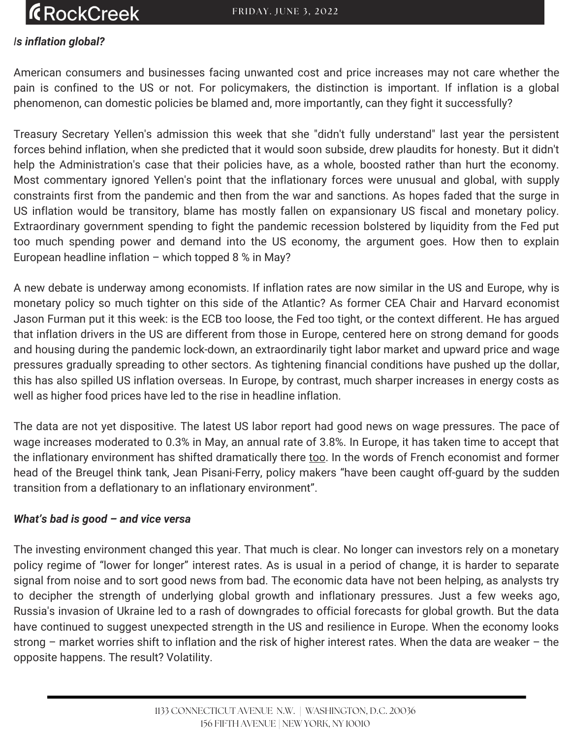*Is inflation global?*

American consumers and businesses facing unwanted cost and price increases may not care whether the pain is confined to the US or not. For policymakers, the distinction is important. If inflation is a global phenomenon, can domestic policies be blamed and, more importantly, can they fight it successfully?

Treasury Secretary Yellen's admission this week that she "didn't fully understand" last year the persistent forces behind inflation, when she predicted that it would soon subside, drew plaudits for honesty. But it didn't help the Administration's case that their policies have, as a whole, boosted rather than hurt the economy. Most commentary ignored Yellen's point that the inflationary forces were unusual and global, with supply constraints first from the pandemic and then from the war and sanctions. As hopes faded that the surge in US inflation would be transitory, blame has mostly fallen on expansionary US fiscal and monetary policy. Extraordinary government spending to fight the pandemic recession bolstered by liquidity from the Fed put too much spending power and demand into the US economy, the argument goes. How then to explain European headline inflation – which topped 8 % in May?

A new debate is underway among economists. If inflation rates are now similar in the US and Europe, why is monetary policy so much tighter on this side of the Atlantic? As former CEA Chair and Harvard economist Jason Furman put it this week: is the ECB too loose, the Fed too tight, or the context different. He has argued that inflation drivers in the US are different from those in Europe, centered here on strong demand for goods and housing during the pandemic lock-down, an extraordinarily tight labor market and upward price and wage pressures gradually spreading to other sectors. As tightening financial conditions have pushed up the dollar, this has also spilled US inflation overseas. In Europe, by contrast, much sharper increases in energy costs as well as higher food prices have led to the rise in headline inflation.

The data are not yet dispositive. The latest US labor report had good news on wage pressures. The pace of wage increases moderated to 0.3% in May, an annual rate of 3.8%. In Europe, it has taken time to accept that the inflationary environment has shifted dramatically there too. In the words of French economist and former head of the Breugel think tank, Jean Pisani-Ferry, policy makers "have been caught off-guard by the sudden transition from a deflationary to an inflationary environment".

***What's bad is good – and vice versa***

The investing environment changed this year. That much is clear. No longer can investors rely on a monetary policy regime of "lower for longer" interest rates. As is usual in a period of change, it is harder to separate signal from noise and to sort good news from bad. The economic data have not been helping, as analysts try to decipher the strength of underlying global growth and inflationary pressures. Just a few weeks ago, Russia's invasion of Ukraine led to a rash of downgrades to official forecasts for global growth. But the data have continued to suggest unexpected strength in the US and resilience in Europe. When the economy looks strong – market worries shift to inflation and the risk of higher interest rates. When the data are weaker – the opposite happens. The result? Volatility.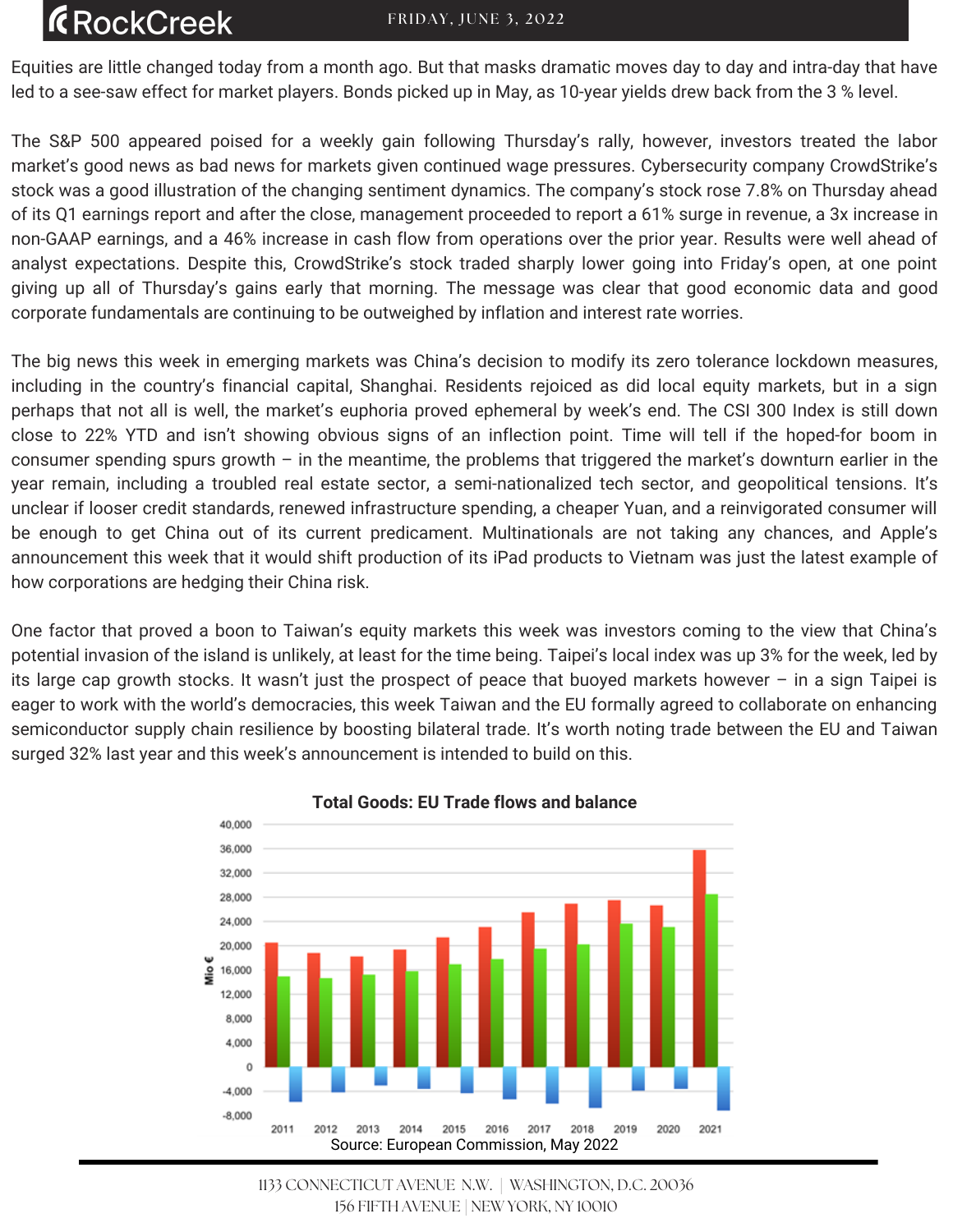Equities are little changed today from a month ago. But that masks dramatic moves day to day and intra-day that have led to a see-saw effect for market players. Bonds picked up in May, as 10-year yields drew back from the 3 % level.

The S&P 500 appeared poised for a weekly gain following Thursday's rally, however, investors treated the labor market's good news as bad news for markets given continued wage pressures. Cybersecurity company CrowdStrike's stock was a good illustration of the changing sentiment dynamics. The company's stock rose 7.8% on Thursday ahead of its Q1 earnings report and after the close, management proceeded to report a 61% surge in revenue, a 3x increase in non-GAAP earnings, and a 46% increase in cash flow from operations over the prior year. Results were well ahead of analyst expectations. Despite this, CrowdStrike's stock traded sharply lower going into Friday's open, at one point giving up all of Thursday's gains early that morning. The message was clear that good economic data and good corporate fundamentals are continuing to be outweighed by inflation and interest rate worries.

The big news this week in emerging markets was China's decision to modify its zero tolerance lockdown measures, including in the country's financial capital, Shanghai. Residents rejoiced as did local equity markets, but in a sign perhaps that not all is well, the market's euphoria proved ephemeral by week's end. The CSI 300 Index is still down close to 22% YTD and isn't showing obvious signs of an inflection point. Time will tell if the hoped-for boom in consumer spending spurs growth – in the meantime, the problems that triggered the market's downturn earlier in the year remain, including a troubled real estate sector, a semi-nationalized tech sector, and geopolitical tensions. It's unclear if looser credit standards, renewed infrastructure spending, a cheaper Yuan, and a reinvigorated consumer will be enough to get China out of its current predicament. Multinationals are not taking any chances, and Apple's announcement this week that it would shift production of its iPad products to Vietnam was just the latest example of how corporations are hedging their China risk.

One factor that proved a boon to Taiwan's equity markets this week was investors coming to the view that China's potential invasion of the island is unlikely, at least for the time being. Taipei's local index was up 3% for the week, led by its large cap growth stocks. It wasn't just the prospect of peace that buoyed markets however – in a sign Taipei is eager to work with the world's democracies, this week Taiwan and the EU formally agreed to collaborate on enhancing semiconductor supply chain resilience by boosting bilateral trade. It's worth noting trade between the EU and Taiwan surged 32% last year and this week's announcement is intended to build on this.

**Total Goods: EU Trade flows and balance**

Source: European Commission, May 2022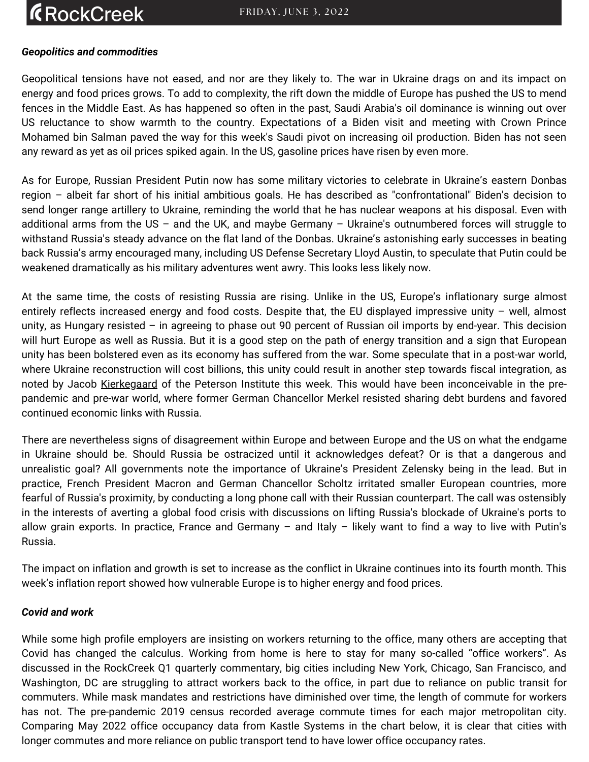*Geopolitics and commodities*

Geopolitical tensions have not eased, and nor are they likely to. The war in Ukraine drags on and its impact on energy and food prices grows. To add to complexity, the rift down the middle of Europe has pushed the US to mend fences in the Middle East. As has happened so often in the past, Saudi Arabia's oil dominance is winning out over US reluctance to show warmth to the country. Expectations of a Biden visit and meeting with Crown Prince Mohamed bin Salman paved the way for this week's Saudi pivot on increasing oil production. Biden has not seen any reward as yet as oil prices spiked again. In the US, gasoline prices have risen by even more.

As for Europe, Russian President Putin now has some military victories to celebrate in Ukraine's eastern Donbas region – albeit far short of his initial ambitious goals. He has described as "confrontational" Biden's decision to send longer range artillery to Ukraine, reminding the world that he has nuclear weapons at his disposal. Even with additional arms from the US – and the UK, and maybe Germany – Ukraine's outnumbered forces will struggle to withstand Russia's steady advance on the flat land of the Donbas. Ukraine's astonishing early successes in beating back Russia's army encouraged many, including US Defense Secretary Lloyd Austin, to speculate that Putin could be weakened dramatically as his military adventures went awry. This looks less likely now.

At the same time, the costs of resisting Russia are rising. Unlike in the US, Europe's inflationary surge almost entirely reflects increased energy and food costs. Despite that, the EU displayed impressive unity – well, almost unity, as Hungary resisted – in agreeing to phase out 90 percent of Russian oil imports by end-year. This decision will hurt Europe as well as Russia. But it is a good step on the path of energy transition and a sign that European unity has been bolstered even as its economy has suffered from the war. Some speculate that in a post-war world, where Ukraine reconstruction will cost billions, this unity could result in another step towards fiscal integration, as noted by Jacob Kierkegaard of the Peterson Institute this week. This would have been inconceivable in the pre-pandemic and pre-war world, where former German Chancellor Merkel resisted sharing debt burdens and favored continued economic links with Russia.

There are nevertheless signs of disagreement within Europe and between Europe and the US on what the endgame in Ukraine should be. Should Russia be ostracized until it acknowledges defeat? Or is that a dangerous and unrealistic goal? All governments note the importance of Ukraine's President Zelensky being in the lead. But in practice, French President Macron and German Chancellor Scholtz irritated smaller European countries, more fearful of Russia's proximity, by conducting a long phone call with their Russian counterpart. The call was ostensibly in the interests of averting a global food crisis with discussions on lifting Russia's blockade of Ukraine's ports to allow grain exports. In practice, France and Germany – and Italy – likely want to find a way to live with Putin's Russia.

The impact on inflation and growth is set to increase as the conflict in Ukraine continues into its fourth month. This week's inflation report showed how vulnerable Europe is to higher energy and food prices.

*Covid and work*

While some high profile employers are insisting on workers returning to the office, many others are accepting that Covid has changed the calculus. Working from home is here to stay for many so-called "office workers". As discussed in the RockCreek Q1 quarterly commentary, big cities including New York, Chicago, San Francisco, and Washington, DC are struggling to attract workers back to the office, in part due to reliance on public transit for commuters. While mask mandates and restrictions have diminished over time, the length of commute for workers has not. The pre-pandemic 2019 census recorded average commute times for each major metropolitan city. Comparing May 2022 office occupancy data from Kastle Systems in the chart below, it is clear that cities with longer commutes and more reliance on public transport tend to have lower office occupancy rates.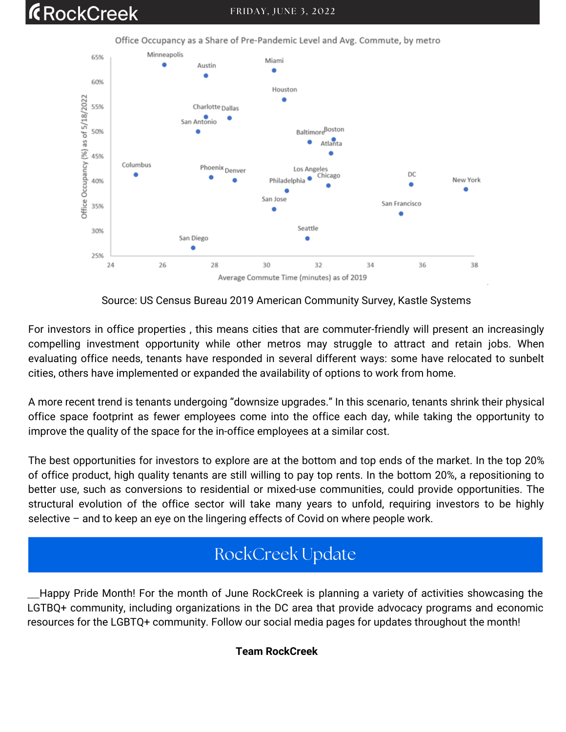Office Occupancy as a Share of Pre-Pandemic Level and Avg. Commute, by metro

Office Occupancy (%) as of 5/18/2022

65%
60%
55%
50%
45%
40%
35%
30%
25%

Minneapolis
Austin
Miami
Houston
Charlotte
Dallas
San Antonio
Baltimore
Boston
Atlanta
Columbus
Phoenix
Denver
Los Angeles
Chicago
Philadelphia
DC
New York
San Jose
San Francisco
Seattle
San Diego

24
26
28
30
32
34
36
38

Average Commute Time (minutes) as of 2019

Source: US Census Bureau 2019 American Community Survey, Kastle Systems

For investors in office properties , this means cities that are commuter-friendly will present an increasingly compelling investment opportunity while other metros may struggle to attract and retain jobs. When evaluating office needs, tenants have responded in several different ways: some have relocated to sunbelt cities, others have implemented or expanded the availability of options to work from home.

A more recent trend is tenants undergoing "downsize upgrades." In this scenario, tenants shrink their physical office space footprint as fewer employees come into the office each day, while taking the opportunity to improve the quality of the space for the in-office employees at a similar cost.

The best opportunities for investors to explore are at the bottom and top ends of the market. In the top 20% of office product, high quality tenants are still willing to pay top rents. In the bottom 20%, a repositioning to better use, such as conversions to residential or mixed-use communities, could provide opportunities. The structural evolution of the office sector will take many years to unfold, requiring investors to be highly selective – and to keep an eye on the lingering effects of Covid on where people work.

## RockCreek Update

Happy Pride Month! For the month of June RockCreek is planning a variety of activities showcasing the LGTBQ+ community, including organizations in the DC area that provide advocacy programs and economic resources for the LGBTQ+ community. Follow our social media pages for updates throughout the month!

**Team RockCreek**